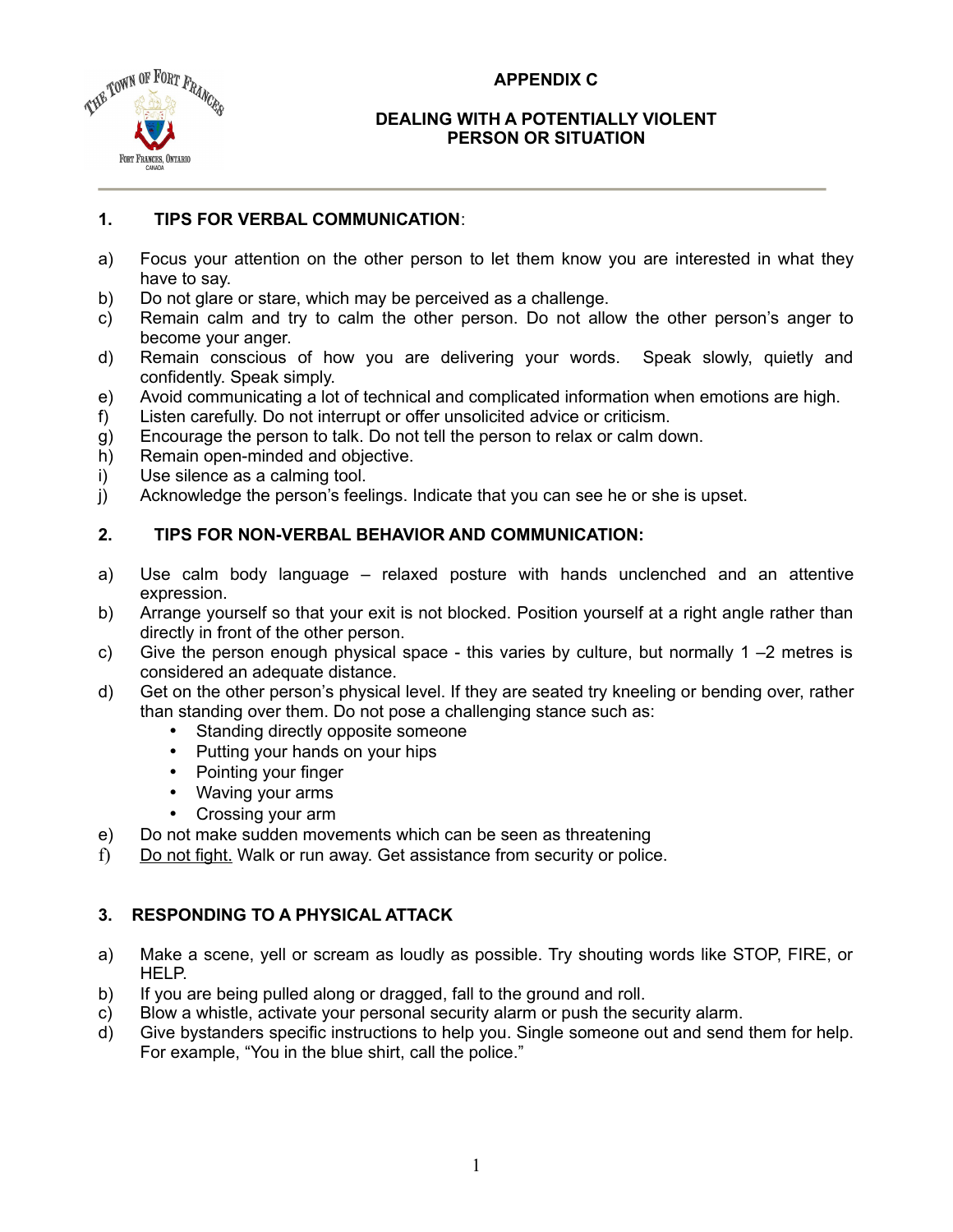# APPENDIX C

## DEALING WITH A POTENTIALLY VIOLENT PERSON OR SITUATION

### 1. TIPS FOR VERBAL COMMUNICATION:

a) Focus your attention on the other person to let them know you are interested in what they have to say.
b) Do not glare or stare, which may be perceived as a challenge.
c) Remain calm and try to calm the other person. Do not allow the other person's anger to become your anger.
d) Remain conscious of how you are delivering your words. Speak slowly, quietly and confidently. Speak simply.
e) Avoid communicating a lot of technical and complicated information when emotions are high.
f) Listen carefully. Do not interrupt or offer unsolicited advice or criticism.
g) Encourage the person to talk. Do not tell the person to relax or calm down.
h) Remain open-minded and objective.
i) Use silence as a calming tool.
j) Acknowledge the person's feelings. Indicate that you can see he or she is upset.

### 2. TIPS FOR NON-VERBAL BEHAVIOR AND COMMUNICATION:

a) Use calm body language – relaxed posture with hands unclenched and an attentive expression.
b) Arrange yourself so that your exit is not blocked. Position yourself at a right angle rather than directly in front of the other person.
c) Give the person enough physical space - this varies by culture, but normally 1 –2 metres is considered an adequate distance.
d) Get on the other person's physical level. If they are seated try kneeling or bending over, rather than standing over them. Do not pose a challenging stance such as:
   - Standing directly opposite someone
   - Putting your hands on your hips
   - Pointing your finger
   - Waving your arms
   - Crossing your arm
e) Do not make sudden movements which can be seen as threatening
f) <u>Do not fight.</u> Walk or run away. Get assistance from security or police.

### 3. RESPONDING TO A PHYSICAL ATTACK

a) Make a scene, yell or scream as loudly as possible. Try shouting words like STOP, FIRE, or HELP.
b) If you are being pulled along or dragged, fall to the ground and roll.
c) Blow a whistle, activate your personal security alarm or push the security alarm.
d) Give bystanders specific instructions to help you. Single someone out and send them for help. For example, "You in the blue shirt, call the police."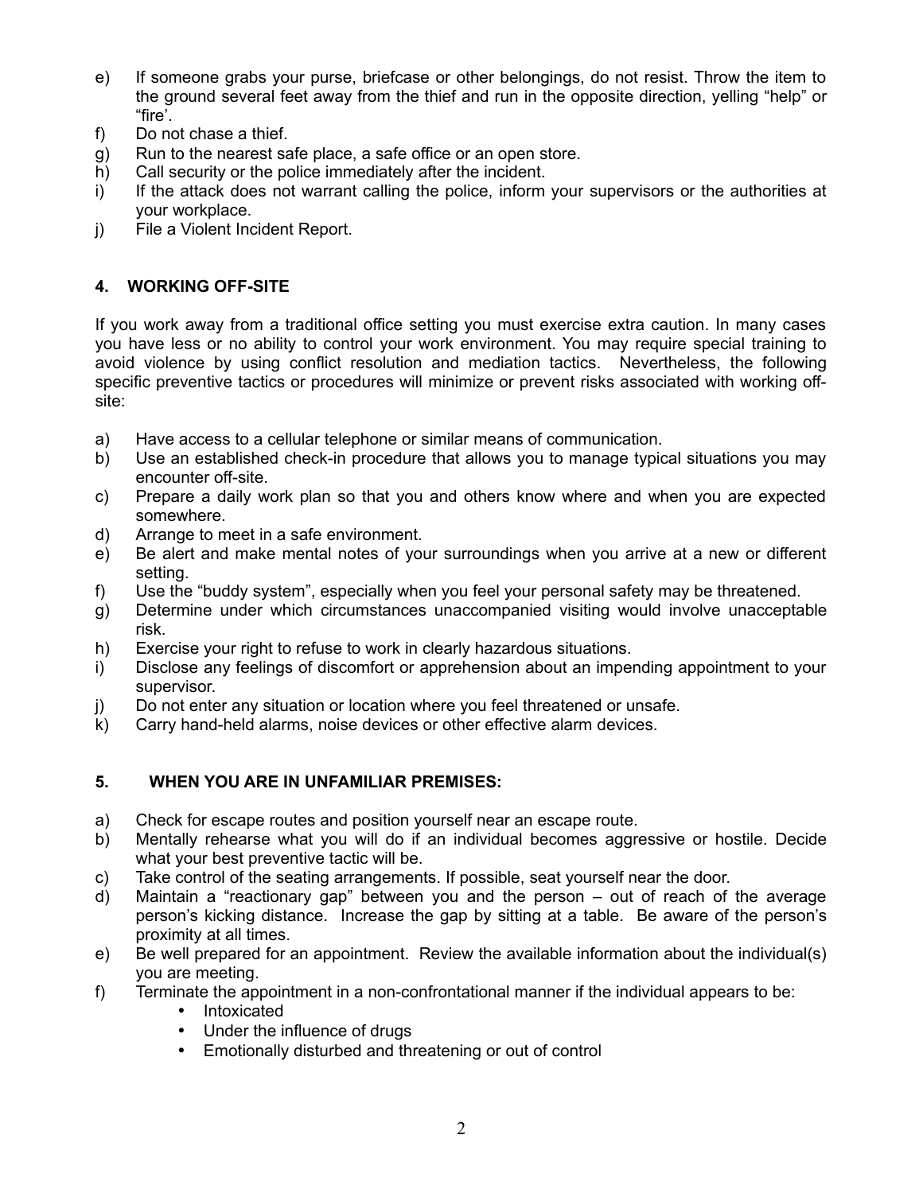e) If someone grabs your purse, briefcase or other belongings, do not resist. Throw the item to the ground several feet away from the thief and run in the opposite direction, yelling "help" or "fire'.
f) Do not chase a thief.
g) Run to the nearest safe place, a safe office or an open store.
h) Call security or the police immediately after the incident.
i) If the attack does not warrant calling the police, inform your supervisors or the authorities at your workplace.
j) File a Violent Incident Report.

## 4. WORKING OFF-SITE

If you work away from a traditional office setting you must exercise extra caution. In many cases you have less or no ability to control your work environment. You may require special training to avoid violence by using conflict resolution and mediation tactics. Nevertheless, the following specific preventive tactics or procedures will minimize or prevent risks associated with working off-site:

a) Have access to a cellular telephone or similar means of communication.
b) Use an established check-in procedure that allows you to manage typical situations you may encounter off-site.
c) Prepare a daily work plan so that you and others know where and when you are expected somewhere.
d) Arrange to meet in a safe environment.
e) Be alert and make mental notes of your surroundings when you arrive at a new or different setting.
f) Use the "buddy system", especially when you feel your personal safety may be threatened.
g) Determine under which circumstances unaccompanied visiting would involve unacceptable risk.
h) Exercise your right to refuse to work in clearly hazardous situations.
i) Disclose any feelings of discomfort or apprehension about an impending appointment to your supervisor.
j) Do not enter any situation or location where you feel threatened or unsafe.
k) Carry hand-held alarms, noise devices or other effective alarm devices.

## 5. WHEN YOU ARE IN UNFAMILIAR PREMISES:

a) Check for escape routes and position yourself near an escape route.
b) Mentally rehearse what you will do if an individual becomes aggressive or hostile. Decide what your best preventive tactic will be.
c) Take control of the seating arrangements. If possible, seat yourself near the door.
d) Maintain a "reactionary gap" between you and the person – out of reach of the average person's kicking distance. Increase the gap by sitting at a table. Be aware of the person's proximity at all times.
e) Be well prepared for an appointment. Review the available information about the individual(s) you are meeting.
f) Terminate the appointment in a non-confrontational manner if the individual appears to be:
    - Intoxicated
    - Under the influence of drugs
    - Emotionally disturbed and threatening or out of control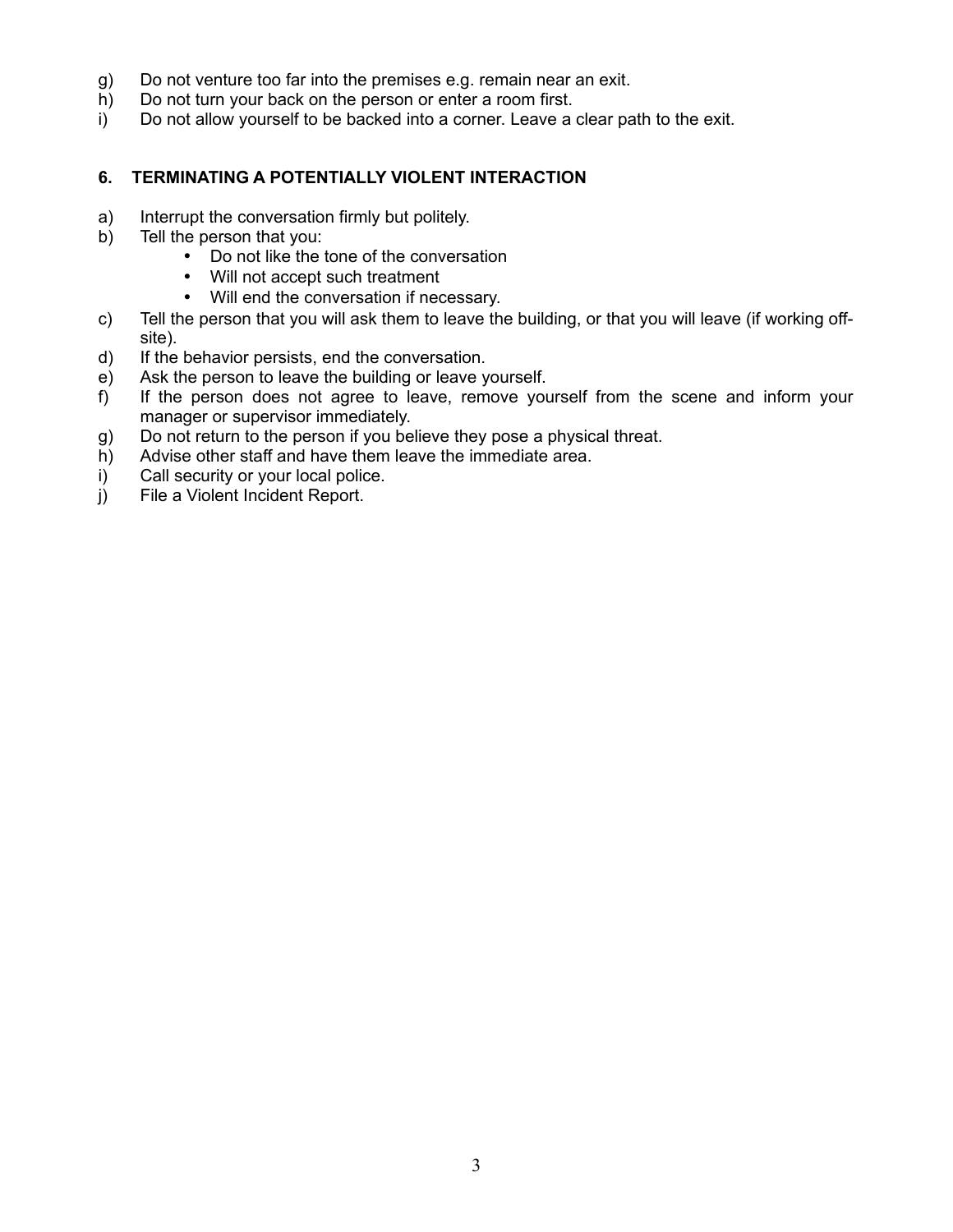g) Do not venture too far into the premises e.g. remain near an exit.
h) Do not turn your back on the person or enter a room first.
i) Do not allow yourself to be backed into a corner. Leave a clear path to the exit.

## 6. TERMINATING A POTENTIALLY VIOLENT INTERACTION

a) Interrupt the conversation firmly but politely.
b) Tell the person that you:
   - Do not like the tone of the conversation
   - Will not accept such treatment
   - Will end the conversation if necessary.
c) Tell the person that you will ask them to leave the building, or that you will leave (if working off-site).
d) If the behavior persists, end the conversation.
e) Ask the person to leave the building or leave yourself.
f) If the person does not agree to leave, remove yourself from the scene and inform your manager or supervisor immediately.
g) Do not return to the person if you believe they pose a physical threat.
h) Advise other staff and have them leave the immediate area.
i) Call security or your local police.
j) File a Violent Incident Report.